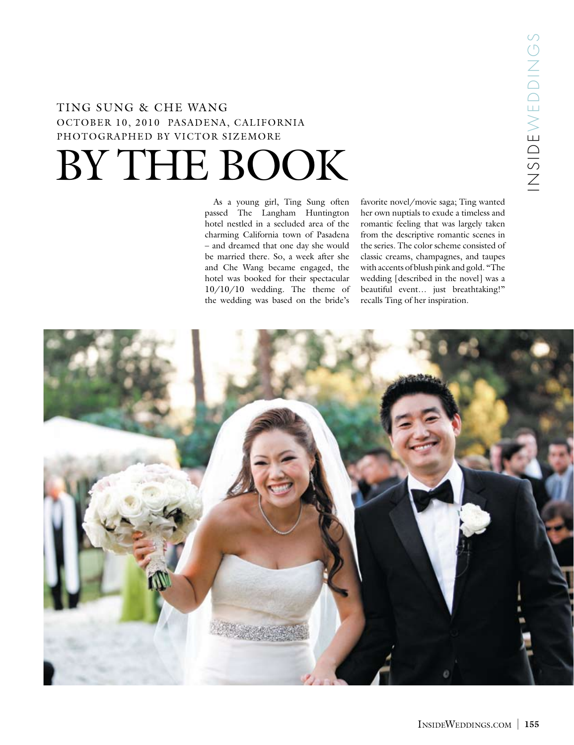TING SUNG & CHE WANG

OCTOBER 10, 2010 PASADENA, CALIFORNIA

PHOTOGRAPHED BY VICTOR SIZEMORE

# BY THE BOOK

As a young girl, Ting Sung often passed The Langham Huntington hotel nestled in a secluded area of the charming California town of Pasadena – and dreamed that one day she would be married there. So, a week after she and Che Wang became engaged, the hotel was booked for their spectacular 10/10/10 wedding. The theme of the wedding was based on the bride's favorite novel/movie saga; Ting wanted her own nuptials to exude a timeless and romantic feeling that was largely taken from the descriptive romantic scenes in the series. The color scheme consisted of classic creams, champagnes, and taupes with accents of blush pink and gold. "The wedding [described in the novel] was a beautiful event… just breathtaking!" recalls Ting of her inspiration.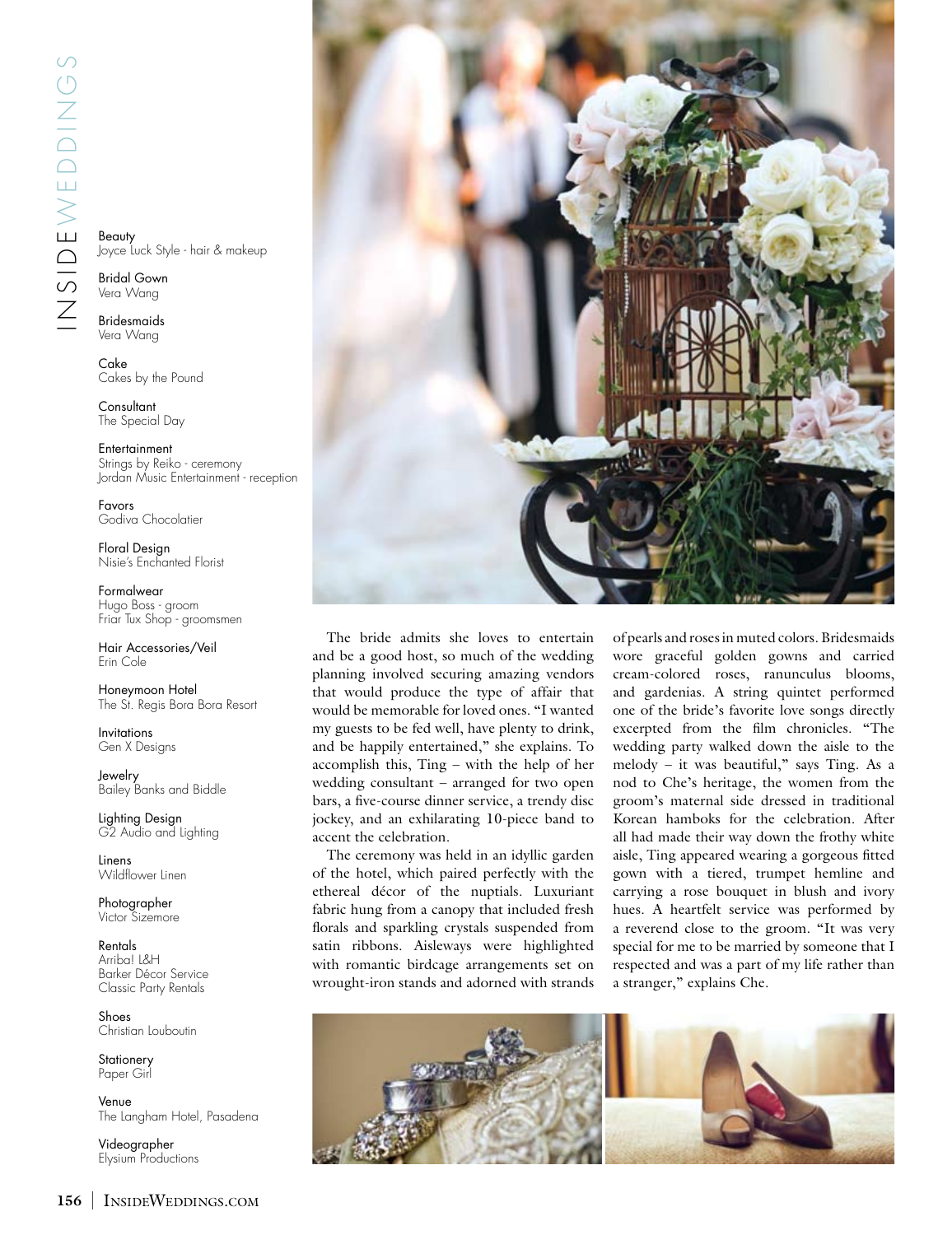Beauty
Joyce Luck Style - hair & makeup

Bridal Gown
Vera Wang

Bridesmaids
Vera Wang

Cake
Cakes by the Pound

Consultant
The Special Day

Entertainment
Strings by Reiko - ceremony
Jordan Music Entertainment - reception

Favors
Godiva Chocolatier

Floral Design
Nisie's Enchanted Florist

Formalwear
Hugo Boss - groom
Friar Tux Shop - groomsmen

Hair Accessories/Veil
Erin Cole

Honeymoon Hotel
The St. Regis Bora Bora Resort

Invitations
Gen X Designs

Jewelry
Bailey Banks and Biddle

Lighting Design
G2 Audio and Lighting

Linens
Wildflower Linen

Photographer
Victor Sizemore

Rentals
Arriba! L&H
Barker Décor Service
Classic Party Rentals

Shoes
Christian Louboutin

Stationery
Paper Girl

Venue
The Langham Hotel, Pasadena

Videographer
Elysium Productions

The bride admits she loves to entertain and be a good host, so much of the wedding planning involved securing amazing vendors that would produce the type of affair that would be memorable for loved ones. "I wanted my guests to be fed well, have plenty to drink, and be happily entertained," she explains. To accomplish this, Ting – with the help of her wedding consultant – arranged for two open bars, a five-course dinner service, a trendy disc jockey, and an exhilarating 10-piece band to accent the celebration.

The ceremony was held in an idyllic garden of the hotel, which paired perfectly with the ethereal décor of the nuptials. Luxuriant fabric hung from a canopy that included fresh florals and sparkling crystals suspended from satin ribbons. Aisleways were highlighted with romantic birdcage arrangements set on wrought-iron stands and adorned with strands of pearls and roses in muted colors. Bridesmaids wore graceful golden gowns and carried cream-colored roses, ranunculus blooms, and gardenias. A string quintet performed one of the bride's favorite love songs directly excerpted from the film chronicles. "The wedding party walked down the aisle to the melody – it was beautiful," says Ting. As a nod to Che's heritage, the women from the groom's maternal side dressed in traditional Korean hamboks for the celebration. After all had made their way down the frothy white aisle, Ting appeared wearing a gorgeous fitted gown with a tiered, trumpet hemline and carrying a rose bouquet in blush and ivory hues. A heartfelt service was performed by a reverend close to the groom. "It was very special for me to be married by someone that I respected and was a part of my life rather than a stranger," explains Che.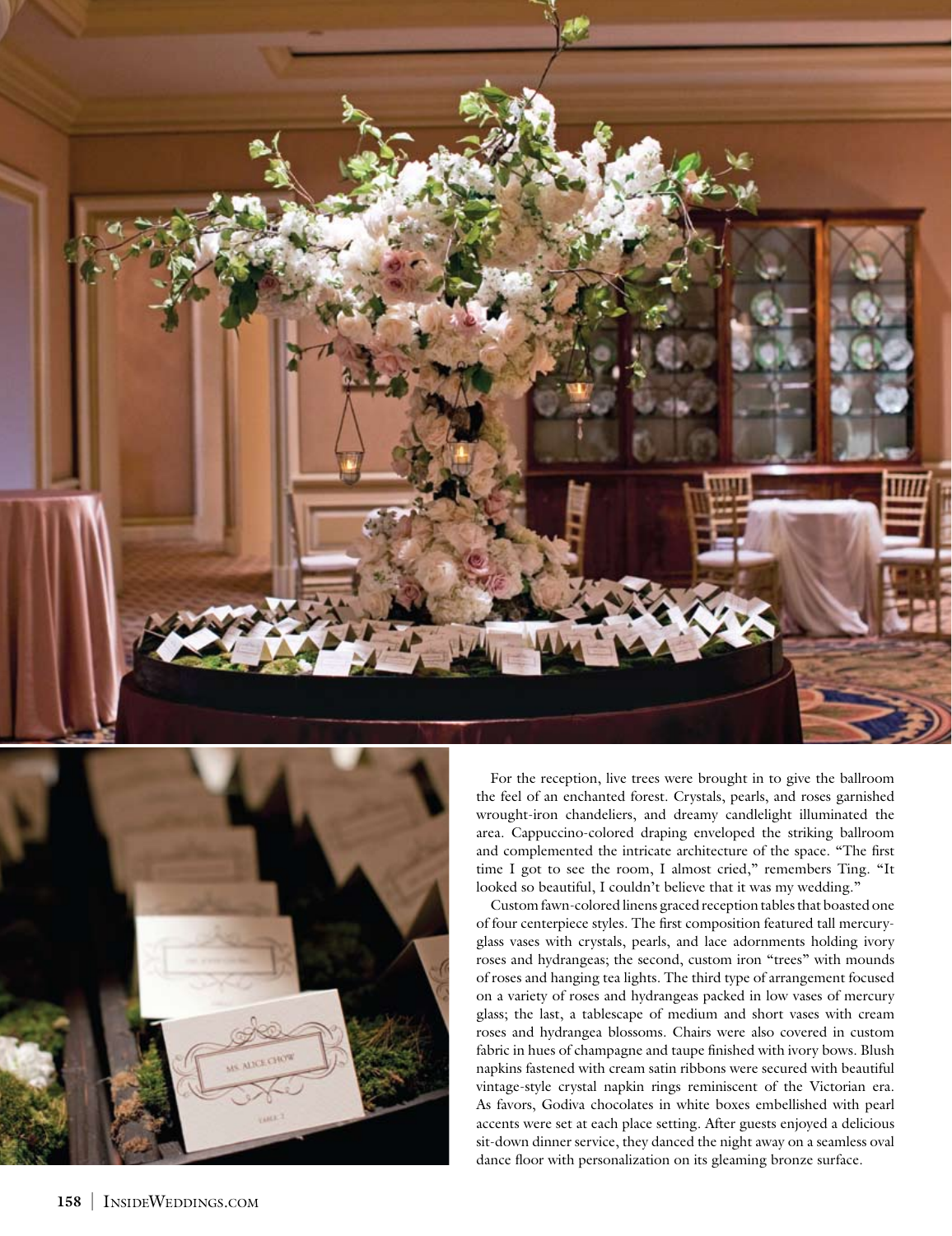For the reception, live trees were brought in to give the ballroom the feel of an enchanted forest. Crystals, pearls, and roses garnished wrought-iron chandeliers, and dreamy candlelight illuminated the area. Cappuccino-colored draping enveloped the striking ballroom and complemented the intricate architecture of the space. "The first time I got to see the room, I almost cried," remembers Ting. "It looked so beautiful, I couldn't believe that it was my wedding."

Custom fawn-colored linens graced reception tables that boasted one of four centerpiece styles. The first composition featured tall mercury-glass vases with crystals, pearls, and lace adornments holding ivory roses and hydrangeas; the second, custom iron "trees" with mounds of roses and hanging tea lights. The third type of arrangement focused on a variety of roses and hydrangeas packed in low vases of mercury glass; the last, a tablescape of medium and short vases with cream roses and hydrangea blossoms. Chairs were also covered in custom fabric in hues of champagne and taupe finished with ivory bows. Blush napkins fastened with cream satin ribbons were secured with beautiful vintage-style crystal napkin rings reminiscent of the Victorian era. As favors, Godiva chocolates in white boxes embellished with pearl accents were set at each place setting. After guests enjoyed a delicious sit-down dinner service, they danced the night away on a seamless oval dance floor with personalization on its gleaming bronze surface.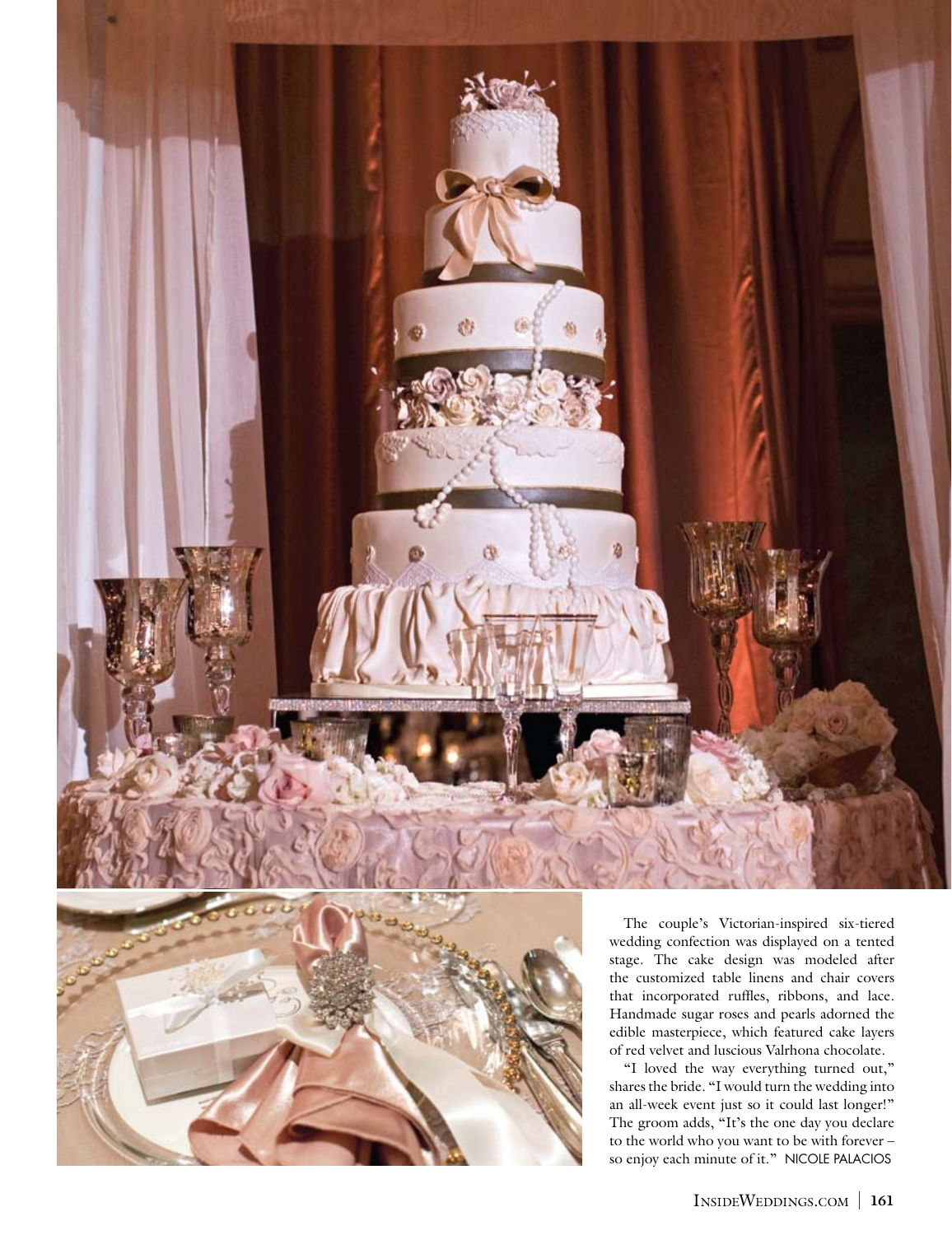The couple's Victorian-inspired six-tiered wedding confection was displayed on a tented stage. The cake design was modeled after the customized table linens and chair covers that incorporated ruffles, ribbons, and lace. Handmade sugar roses and pearls adorned the edible masterpiece, which featured cake layers of red velvet and luscious Valrhona chocolate.

"I loved the way everything turned out," shares the bride. "I would turn the wedding into an all-week event just so it could last longer!" The groom adds, "It's the one day you declare to the world who you want to be with forever – so enjoy each minute of it." NICOLE PALACIOS